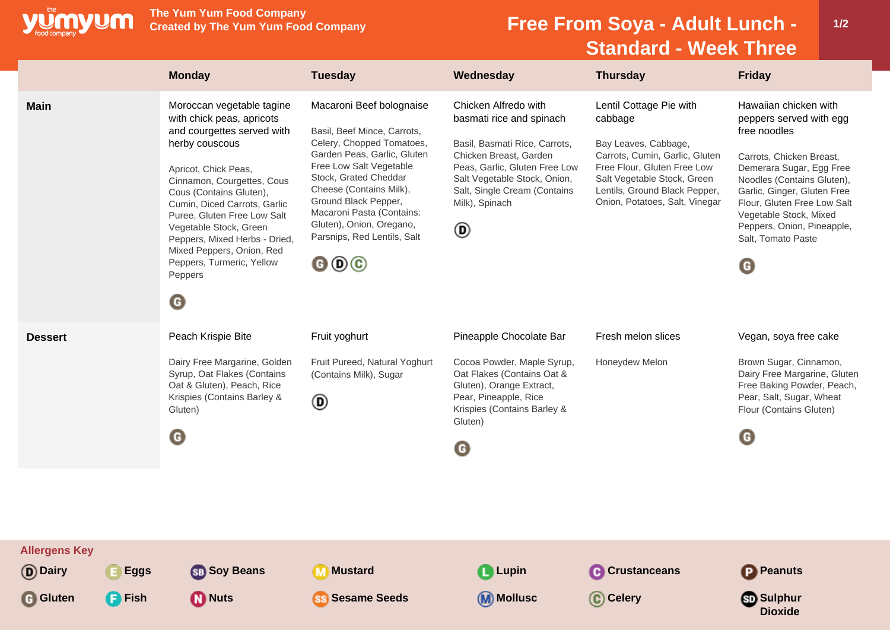# Free From Soya - Adult Lunch - Standard - Week Three

The Yum Yum Food Company
Created by The Yum Yum Food Company

| | Monday | Tuesday | Wednesday | Thursday | Friday |
|---|---|---|---|---|---|
| **Main** | Moroccan vegetable tagine with chick peas, apricots and courgettes served with herby couscous<br><br>Apricot, Chick Peas, Cinnamon, Courgettes, Cous Cous (Contains Gluten), Cumin, Diced Carrots, Garlic Puree, Gluten Free Low Salt Vegetable Stock, Green Peppers, Mixed Herbs - Dried, Mixed Peppers, Onion, Red Peppers, Turmeric, Yellow Peppers<br><br>G | Macaroni Beef bolognaise<br><br>Basil, Beef Mince, Carrots, Celery, Chopped Tomatoes, Garden Peas, Garlic, Gluten Free Low Salt Vegetable Stock, Grated Cheddar Cheese (Contains Milk), Ground Black Pepper, Macaroni Pasta (Contains: Gluten), Onion, Oregano, Parsnips, Red Lentils, Salt<br><br>G D C | Chicken Alfredo with basmati rice and spinach<br><br>Basil, Basmati Rice, Carrots, Chicken Breast, Garden Peas, Garlic, Gluten Free Low Salt Vegetable Stock, Onion, Salt, Single Cream (Contains Milk), Spinach<br><br>D | Lentil Cottage Pie with cabbage<br><br>Bay Leaves, Cabbage, Carrots, Cumin, Garlic, Gluten Free Flour, Gluten Free Low Salt Vegetable Stock, Green Lentils, Ground Black Pepper, Onion, Potatoes, Salt, Vinegar | Hawaiian chicken with peppers served with egg free noodles<br><br>Carrots, Chicken Breast, Demerara Sugar, Egg Free Noodles (Contains Gluten), Garlic, Ginger, Gluten Free Flour, Gluten Free Low Salt Vegetable Stock, Mixed Peppers, Onion, Pineapple, Salt, Tomato Paste<br><br>G |
| **Dessert** | Peach Krispie Bite<br><br>Dairy Free Margarine, Golden Syrup, Oat Flakes (Contains Oat & Gluten), Peach, Rice Krispies (Contains Barley & Gluten)<br><br>G | Fruit yoghurt<br><br>Fruit Pureed, Natural Yoghurt (Contains Milk), Sugar<br><br>D | Pineapple Chocolate Bar<br><br>Cocoa Powder, Maple Syrup, Oat Flakes (Contains Oat & Gluten), Orange Extract, Pear, Pineapple, Rice Krispies (Contains Barley & Gluten)<br><br>G | Fresh melon slices<br><br>Honeydew Melon | Vegan, soya free cake<br><br>Brown Sugar, Cinnamon, Dairy Free Margarine, Gluten Free Baking Powder, Peach, Pear, Salt, Sugar, Wheat Flour (Contains Gluten)<br><br>G |

## Allergens Key

| | | | | | | |
|---|---|---|---|---|---|---|
| D Dairy | E Eggs | SB Soy Beans | M Mustard | L Lupin | C Crustaceans | P Peanuts |
| G Gluten | F Fish | N Nuts | SS Sesame Seeds | M Mollusc | C Celery | SD Sulphur Dioxide |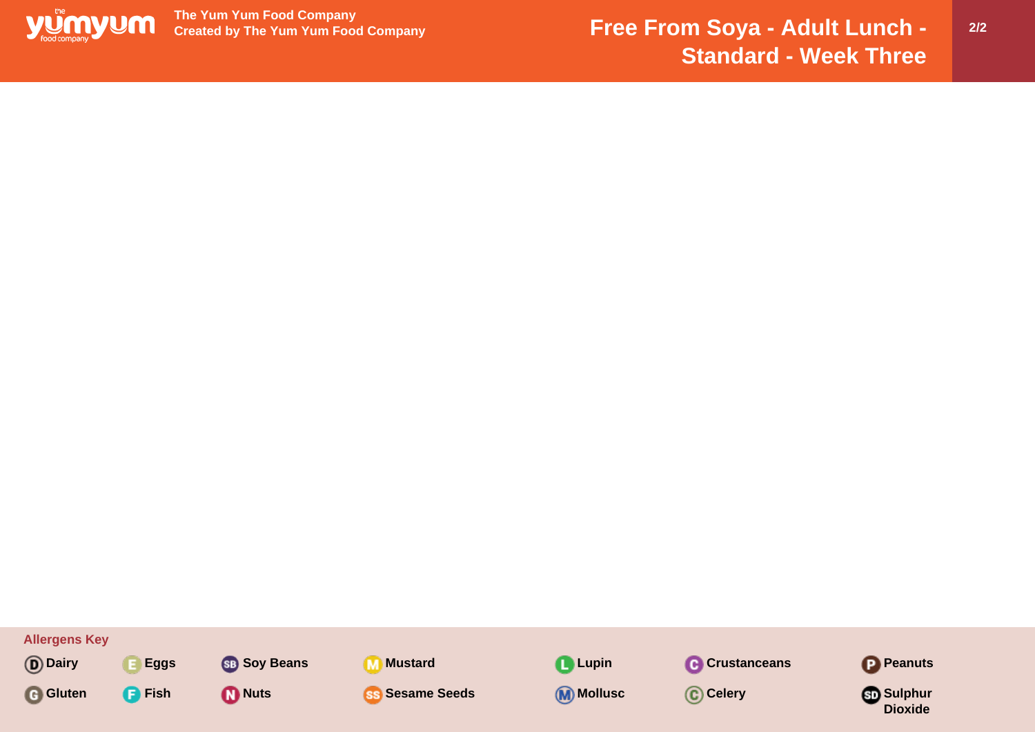**Allergens Key**

- D Dairy
- G Gluten
- E Eggs
- F Fish
- SB Soy Beans
- N Nuts
- M Mustard
- SS Sesame Seeds
- L Lupin
- M Mollusc
- C Crustanceans
- C Celery
- P Peanuts
- SD Sulphur Dioxide